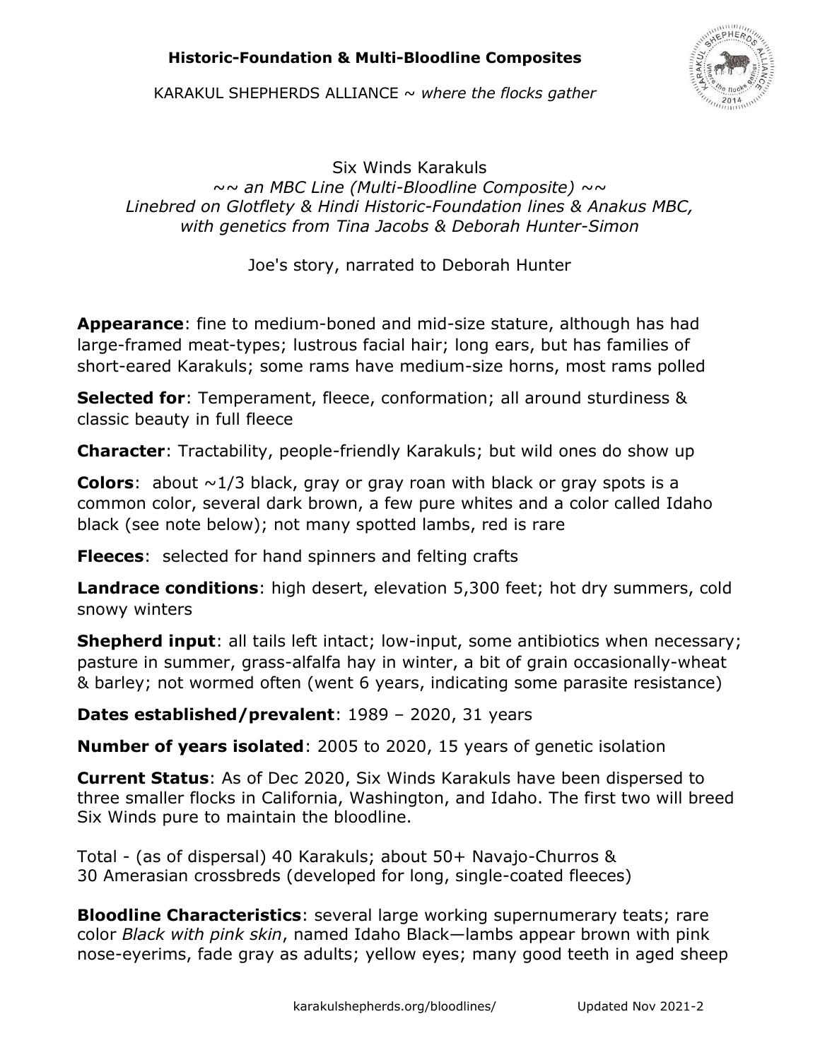**Historic-Foundation & Multi-Bloodline Composites**

KARAKUL SHEPHERDS ALLIANCE ~ *where the flocks gather*

Six Winds Karakuls

*~~ an MBC Line (Multi-Bloodline Composite) ~~*

*Linebred on Glotflety & Hindi Historic-Foundation lines & Anakus MBC, with genetics from Tina Jacobs & Deborah Hunter-Simon*

Joe's story, narrated to Deborah Hunter

**Appearance**: fine to medium-boned and mid-size stature, although has had large-framed meat-types; lustrous facial hair; long ears, but has families of short-eared Karakuls; some rams have medium-size horns, most rams polled

**Selected for**: Temperament, fleece, conformation; all around sturdiness & classic beauty in full fleece

**Character**: Tractability, people-friendly Karakuls; but wild ones do show up

**Colors**: about ~1/3 black, gray or gray roan with black or gray spots is a common color, several dark brown, a few pure whites and a color called Idaho black (see note below); not many spotted lambs, red is rare

**Fleeces**: selected for hand spinners and felting crafts

**Landrace conditions**: high desert, elevation 5,300 feet; hot dry summers, cold snowy winters

**Shepherd input**: all tails left intact; low-input, some antibiotics when necessary; pasture in summer, grass-alfalfa hay in winter, a bit of grain occasionally-wheat & barley; not wormed often (went 6 years, indicating some parasite resistance)

**Dates established/prevalent**: 1989 – 2020, 31 years

**Number of years isolated**: 2005 to 2020, 15 years of genetic isolation

**Current Status**: As of Dec 2020, Six Winds Karakuls have been dispersed to three smaller flocks in California, Washington, and Idaho. The first two will breed Six Winds pure to maintain the bloodline.

Total - (as of dispersal) 40 Karakuls; about 50+ Navajo-Churros & 30 Amerasian crossbreds (developed for long, single-coated fleeces)

**Bloodline Characteristics**: several large working supernumerary teats; rare color *Black with pink skin*, named Idaho Black—lambs appear brown with pink nose-eyerims, fade gray as adults; yellow eyes; many good teeth in aged sheep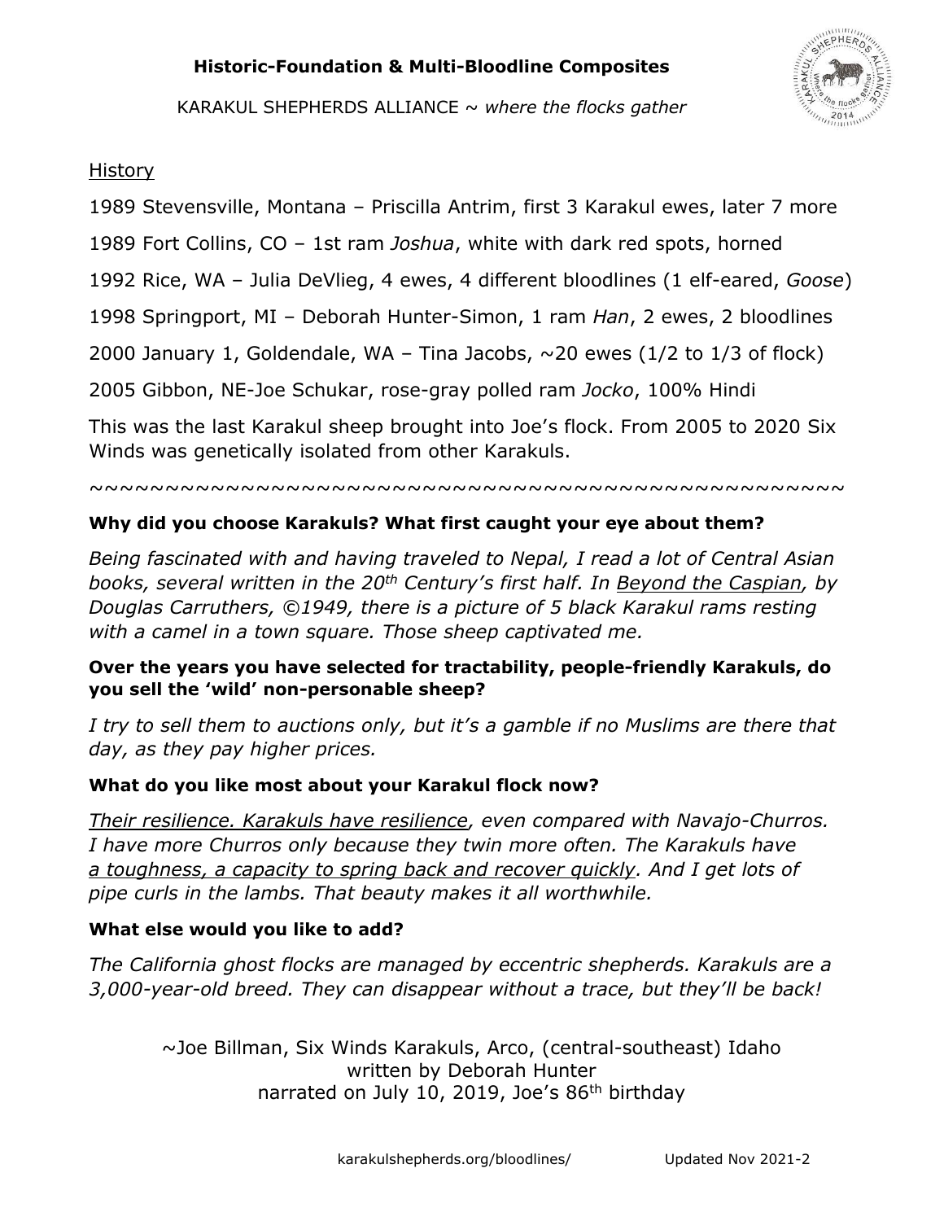**Historic-Foundation & Multi-Bloodline Composites**

KARAKUL SHEPHERDS ALLIANCE ~ *where the flocks gather*

History

1989 Stevensville, Montana – Priscilla Antrim, first 3 Karakul ewes, later 7 more

1989 Fort Collins, CO – 1st ram *Joshua*, white with dark red spots, horned

1992 Rice, WA – Julia DeVlieg, 4 ewes, 4 different bloodlines (1 elf-eared, *Goose*)

1998 Springport, MI – Deborah Hunter-Simon, 1 ram *Han*, 2 ewes, 2 bloodlines

2000 January 1, Goldendale, WA – Tina Jacobs, ~20 ewes (1/2 to 1/3 of flock)

2005 Gibbon, NE-Joe Schukar, rose-gray polled ram *Jocko*, 100% Hindi

This was the last Karakul sheep brought into Joe's flock. From 2005 to 2020 Six Winds was genetically isolated from other Karakuls.

~~~~~~~~~~~~~~~~~~~~~~~~~~~~~~~~~~~~~~~~~~~~~~~~~~

**Why did you choose Karakuls? What first caught your eye about them?**

*Being fascinated with and having traveled to Nepal, I read a lot of Central Asian books, several written in the 20th Century's first half. In Beyond the Caspian, by Douglas Carruthers, ©1949, there is a picture of 5 black Karakul rams resting with a camel in a town square. Those sheep captivated me.*

**Over the years you have selected for tractability, people-friendly Karakuls, do you sell the 'wild' non-personable sheep?**

*I try to sell them to auctions only, but it's a gamble if no Muslims are there that day, as they pay higher prices.*

**What do you like most about your Karakul flock now?**

*Their resilience. Karakuls have resilience, even compared with Navajo-Churros. I have more Churros only because they twin more often. The Karakuls have a toughness, a capacity to spring back and recover quickly. And I get lots of pipe curls in the lambs. That beauty makes it all worthwhile.*

**What else would you like to add?**

*The California ghost flocks are managed by eccentric shepherds. Karakuls are a 3,000-year-old breed. They can disappear without a trace, but they'll be back!*

~Joe Billman, Six Winds Karakuls, Arco, (central-southeast) Idaho
written by Deborah Hunter
narrated on July 10, 2019, Joe's 86th birthday

karakulshepherds.org/bloodlines/ Updated Nov 2021-2